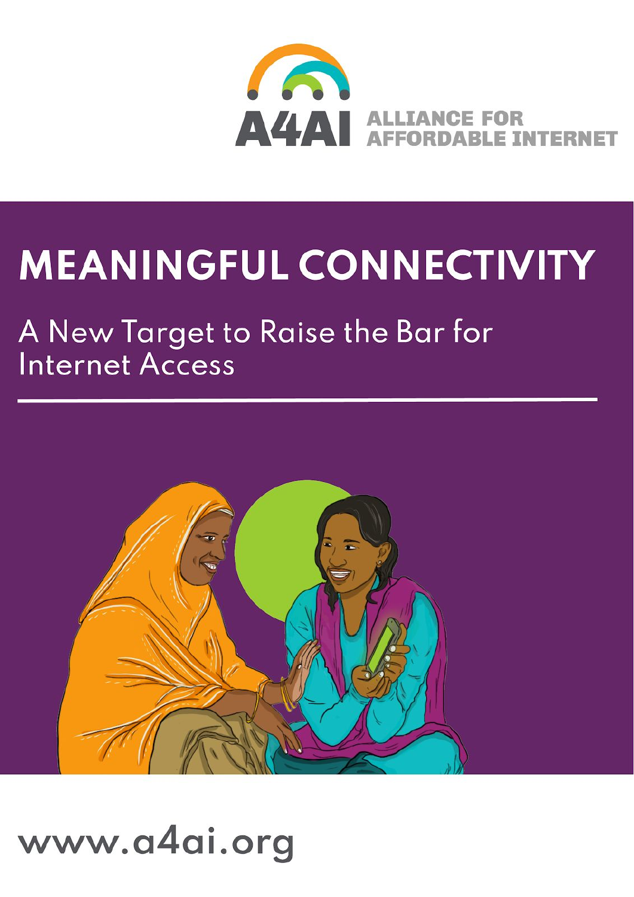A4AI ALLIANCE FOR AFFORDABLE INTERNET

# MEANINGFUL CONNECTIVITY

## A New Target to Raise the Bar for Internet Access

www.a4ai.org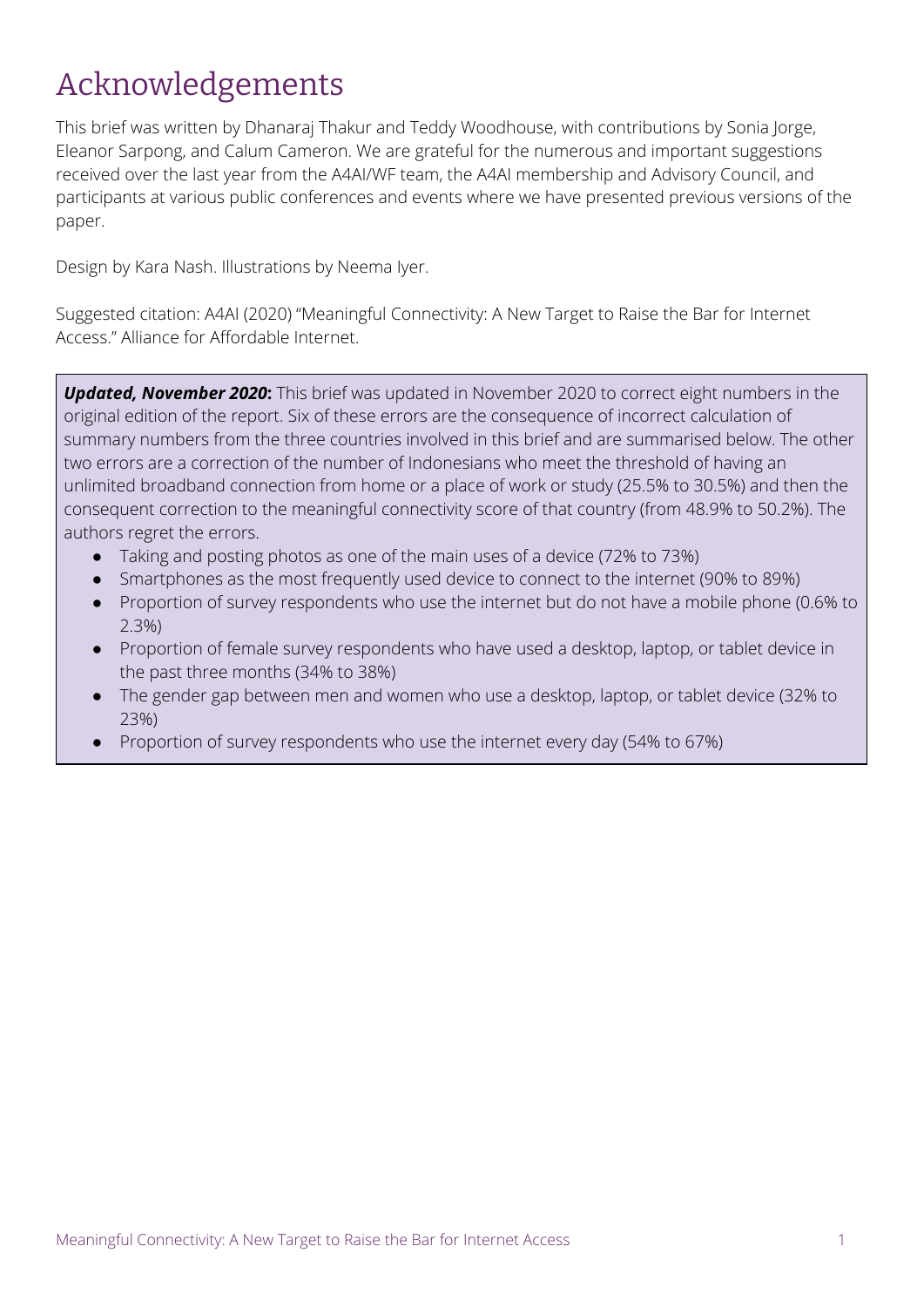# Acknowledgements

This brief was written by Dhanaraj Thakur and Teddy Woodhouse, with contributions by Sonia Jorge, Eleanor Sarpong, and Calum Cameron. We are grateful for the numerous and important suggestions received over the last year from the A4AI/WF team, the A4AI membership and Advisory Council, and participants at various public conferences and events where we have presented previous versions of the paper.

Design by Kara Nash. Illustrations by Neema Iyer.

Suggested citation: A4AI (2020) "Meaningful Connectivity: A New Target to Raise the Bar for Internet Access." Alliance for Affordable Internet.

***Updated, November 2020*:** This brief was updated in November 2020 to correct eight numbers in the original edition of the report. Six of these errors are the consequence of incorrect calculation of summary numbers from the three countries involved in this brief and are summarised below. The other two errors are a correction of the number of Indonesians who meet the threshold of having an unlimited broadband connection from home or a place of work or study (25.5% to 30.5%) and then the consequent correction to the meaningful connectivity score of that country (from 48.9% to 50.2%). The authors regret the errors.

- Taking and posting photos as one of the main uses of a device (72% to 73%)
- Smartphones as the most frequently used device to connect to the internet (90% to 89%)
- Proportion of survey respondents who use the internet but do not have a mobile phone (0.6% to 2.3%)
- Proportion of female survey respondents who have used a desktop, laptop, or tablet device in the past three months (34% to 38%)
- The gender gap between men and women who use a desktop, laptop, or tablet device (32% to 23%)
- Proportion of survey respondents who use the internet every day (54% to 67%)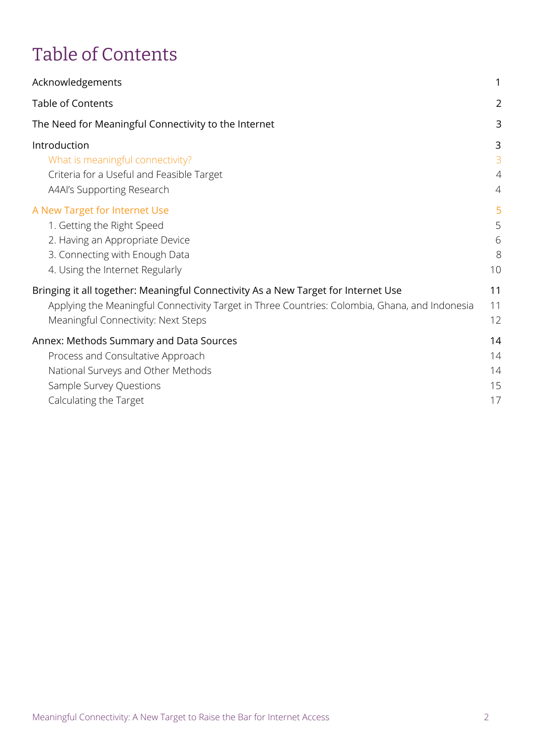# Table of Contents

| | |
|---|---|
| Acknowledgements | 1 |
| Table of Contents | 2 |
| The Need for Meaningful Connectivity to the Internet | 3 |
| Introduction | 3 |
| What is meaningful connectivity? | 3 |
| Criteria for a Useful and Feasible Target | 4 |
| A4AI's Supporting Research | 4 |
| A New Target for Internet Use | 5 |
| 1. Getting the Right Speed | 5 |
| 2. Having an Appropriate Device | 6 |
| 3. Connecting with Enough Data | 8 |
| 4. Using the Internet Regularly | 10 |
| Bringing it all together: Meaningful Connectivity As a New Target for Internet Use | 11 |
| Applying the Meaningful Connectivity Target in Three Countries: Colombia, Ghana, and Indonesia | 11 |
| Meaningful Connectivity: Next Steps | 12 |
| Annex: Methods Summary and Data Sources | 14 |
| Process and Consultative Approach | 14 |
| National Surveys and Other Methods | 14 |
| Sample Survey Questions | 15 |
| Calculating the Target | 17 |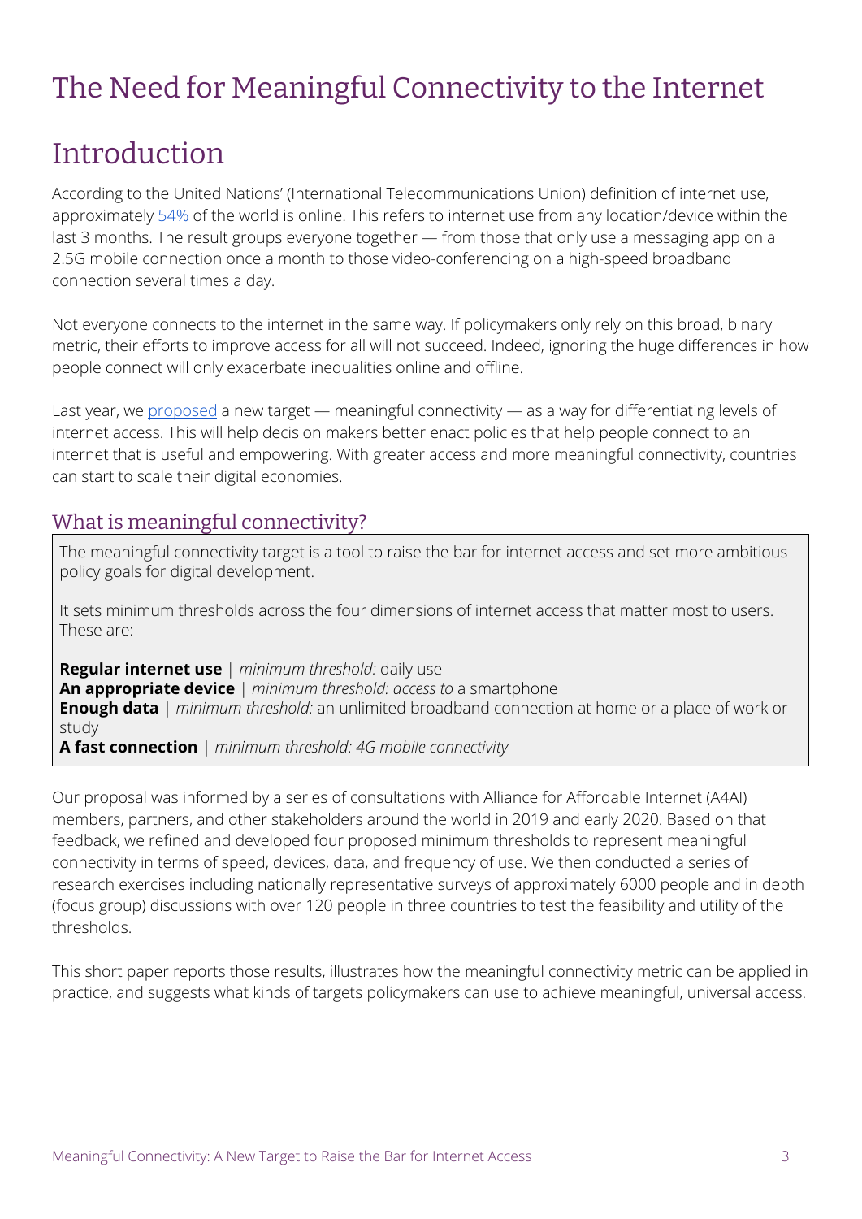# The Need for Meaningful Connectivity to the Internet

# Introduction

According to the United Nations' (International Telecommunications Union) definition of internet use, approximately 54% of the world is online. This refers to internet use from any location/device within the last 3 months. The result groups everyone together — from those that only use a messaging app on a 2.5G mobile connection once a month to those video-conferencing on a high-speed broadband connection several times a day.

Not everyone connects to the internet in the same way. If policymakers only rely on this broad, binary metric, their efforts to improve access for all will not succeed. Indeed, ignoring the huge differences in how people connect will only exacerbate inequalities online and offline.

Last year, we proposed a new target — meaningful connectivity — as a way for differentiating levels of internet access. This will help decision makers better enact policies that help people connect to an internet that is useful and empowering. With greater access and more meaningful connectivity, countries can start to scale their digital economies.

## What is meaningful connectivity?

The meaningful connectivity target is a tool to raise the bar for internet access and set more ambitious policy goals for digital development.

It sets minimum thresholds across the four dimensions of internet access that matter most to users. These are:

**Regular internet use** | *minimum threshold:* daily use
**An appropriate device** | *minimum threshold: access to* a smartphone
**Enough data** | *minimum threshold:* an unlimited broadband connection at home or a place of work or study
**A fast connection** | *minimum threshold: 4G mobile connectivity*

Our proposal was informed by a series of consultations with Alliance for Affordable Internet (A4AI) members, partners, and other stakeholders around the world in 2019 and early 2020. Based on that feedback, we refined and developed four proposed minimum thresholds to represent meaningful connectivity in terms of speed, devices, data, and frequency of use. We then conducted a series of research exercises including nationally representative surveys of approximately 6000 people and in depth (focus group) discussions with over 120 people in three countries to test the feasibility and utility of the thresholds.

This short paper reports those results, illustrates how the meaningful connectivity metric can be applied in practice, and suggests what kinds of targets policymakers can use to achieve meaningful, universal access.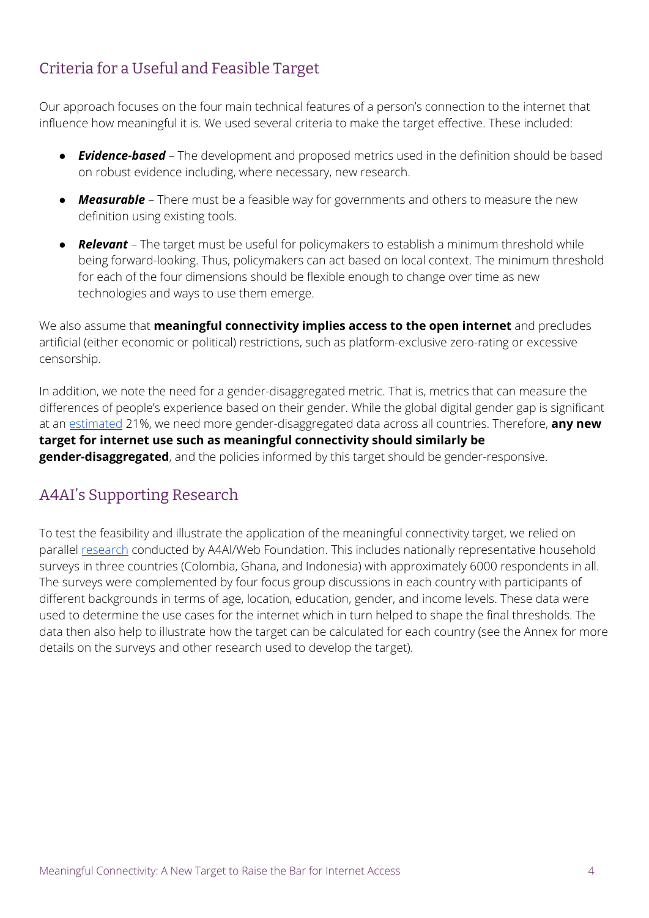## Criteria for a Useful and Feasible Target

Our approach focuses on the four main technical features of a person's connection to the internet that influence how meaningful it is. We used several criteria to make the target effective. These included:

- ***Evidence-based*** – The development and proposed metrics used in the definition should be based on robust evidence including, where necessary, new research.
- ***Measurable*** – There must be a feasible way for governments and others to measure the new definition using existing tools.
- ***Relevant*** – The target must be useful for policymakers to establish a minimum threshold while being forward-looking. Thus, policymakers can act based on local context. The minimum threshold for each of the four dimensions should be flexible enough to change over time as new technologies and ways to use them emerge.

We also assume that **meaningful connectivity implies access to the open internet** and precludes artificial (either economic or political) restrictions, such as platform-exclusive zero-rating or excessive censorship.

In addition, we note the need for a gender-disaggregated metric. That is, metrics that can measure the differences of people's experience based on their gender. While the global digital gender gap is significant at an estimated 21%, we need more gender-disaggregated data across all countries. Therefore, **any new target for internet use such as meaningful connectivity should similarly be gender-disaggregated**, and the policies informed by this target should be gender-responsive.

## A4AI's Supporting Research

To test the feasibility and illustrate the application of the meaningful connectivity target, we relied on parallel research conducted by A4AI/Web Foundation. This includes nationally representative household surveys in three countries (Colombia, Ghana, and Indonesia) with approximately 6000 respondents in all. The surveys were complemented by four focus group discussions in each country with participants of different backgrounds in terms of age, location, education, gender, and income levels. These data were used to determine the use cases for the internet which in turn helped to shape the final thresholds. The data then also help to illustrate how the target can be calculated for each country (see the Annex for more details on the surveys and other research used to develop the target).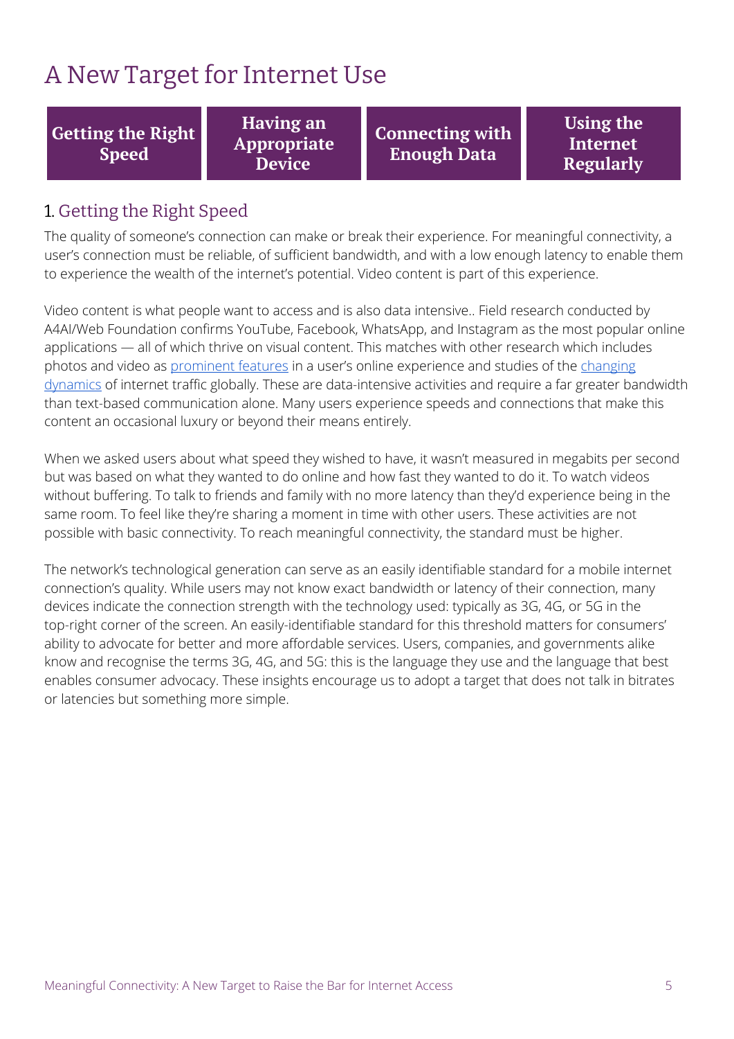# A New Target for Internet Use

| Getting the Right Speed | Having an Appropriate Device | Connecting with Enough Data | Using the Internet Regularly |
|---|---|---|---|

## 1. Getting the Right Speed

The quality of someone's connection can make or break their experience. For meaningful connectivity, a user's connection must be reliable, of sufficient bandwidth, and with a low enough latency to enable them to experience the wealth of the internet's potential. Video content is part of this experience.

Video content is what people want to access and is also data intensive.. Field research conducted by A4AI/Web Foundation confirms YouTube, Facebook, WhatsApp, and Instagram as the most popular online applications — all of which thrive on visual content. This matches with other research which includes photos and video as prominent features in a user's online experience and studies of the changing dynamics of internet traffic globally. These are data-intensive activities and require a far greater bandwidth than text-based communication alone. Many users experience speeds and connections that make this content an occasional luxury or beyond their means entirely.

When we asked users about what speed they wished to have, it wasn't measured in megabits per second but was based on what they wanted to do online and how fast they wanted to do it. To watch videos without buffering. To talk to friends and family with no more latency than they'd experience being in the same room. To feel like they're sharing a moment in time with other users. These activities are not possible with basic connectivity. To reach meaningful connectivity, the standard must be higher.

The network's technological generation can serve as an easily identifiable standard for a mobile internet connection's quality. While users may not know exact bandwidth or latency of their connection, many devices indicate the connection strength with the technology used: typically as 3G, 4G, or 5G in the top-right corner of the screen. An easily-identifiable standard for this threshold matters for consumers' ability to advocate for better and more affordable services. Users, companies, and governments alike know and recognise the terms 3G, 4G, and 5G: this is the language they use and the language that best enables consumer advocacy. These insights encourage us to adopt a target that does not talk in bitrates or latencies but something more simple.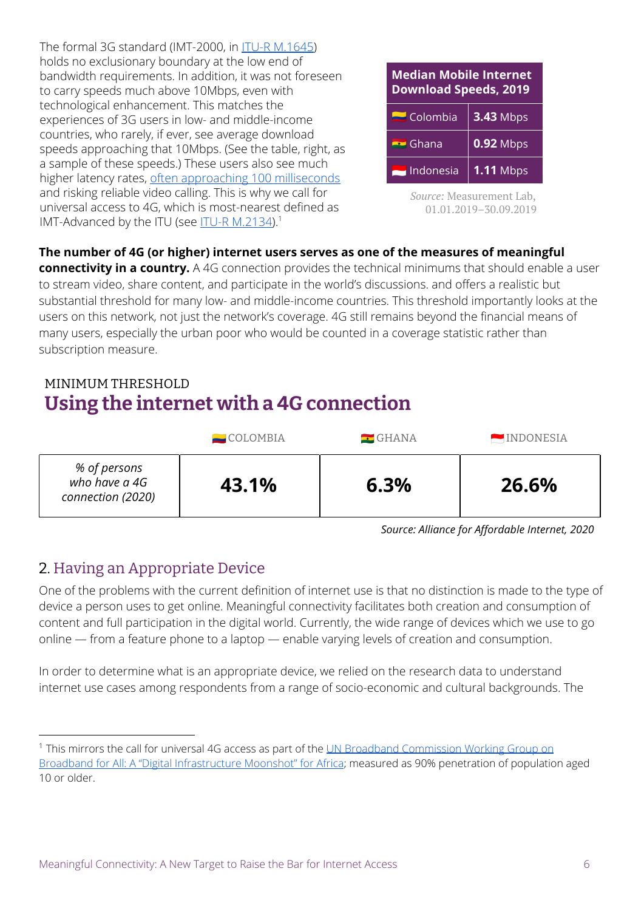The formal 3G standard (IMT-2000, in ITU-R M.1645) holds no exclusionary boundary at the low end of bandwidth requirements. In addition, it was not foreseen to carry speeds much above 10Mbps, even with technological enhancement. This matches the experiences of 3G users in low- and middle-income countries, who rarely, if ever, see average download speeds approaching that 10Mbps. (See the table, right, as a sample of these speeds.) These users also see much higher latency rates, often approaching 100 milliseconds and risking reliable video calling. This is why we call for universal access to 4G, which is most-nearest defined as IMT-Advanced by the ITU (see ITU-R M.2134).[1]

| Median Mobile Internet Download Speeds, 2019 | |
|---|---|
| Colombia | **3.43** Mbps |
| Ghana | **0.92** Mbps |
| Indonesia | **1.11** Mbps |

*Source:* Measurement Lab, 01.01.2019–30.09.2019

**The number of 4G (or higher) internet users serves as one of the measures of meaningful connectivity in a country.** A 4G connection provides the technical minimums that should enable a user to stream video, share content, and participate in the world's discussions. and offers a realistic but substantial threshold for many low- and middle-income countries. This threshold importantly looks at the users on this network, not just the network's coverage. 4G still remains beyond the financial means of many users, especially the urban poor who would be counted in a coverage statistic rather than subscription measure.

MINIMUM THRESHOLD

## Using the internet with a 4G connection

| | COLOMBIA | GHANA | INDONESIA |
|---|---|---|---|
| *% of persons who have a 4G connection (2020)* | **43.1%** | **6.3%** | **26.6%** |

*Source: Alliance for Affordable Internet, 2020*

## 2. Having an Appropriate Device

One of the problems with the current definition of internet use is that no distinction is made to the type of device a person uses to get online. Meaningful connectivity facilitates both creation and consumption of content and full participation in the digital world. Currently, the wide range of devices which we use to go online — from a feature phone to a laptop — enable varying levels of creation and consumption.

In order to determine what is an appropriate device, we relied on the research data to understand internet use cases among respondents from a range of socio-economic and cultural backgrounds. The

---

[1] This mirrors the call for universal 4G access as part of the UN Broadband Commission Working Group on Broadband for All: A "Digital Infrastructure Moonshot" for Africa; measured as 90% penetration of population aged 10 or older.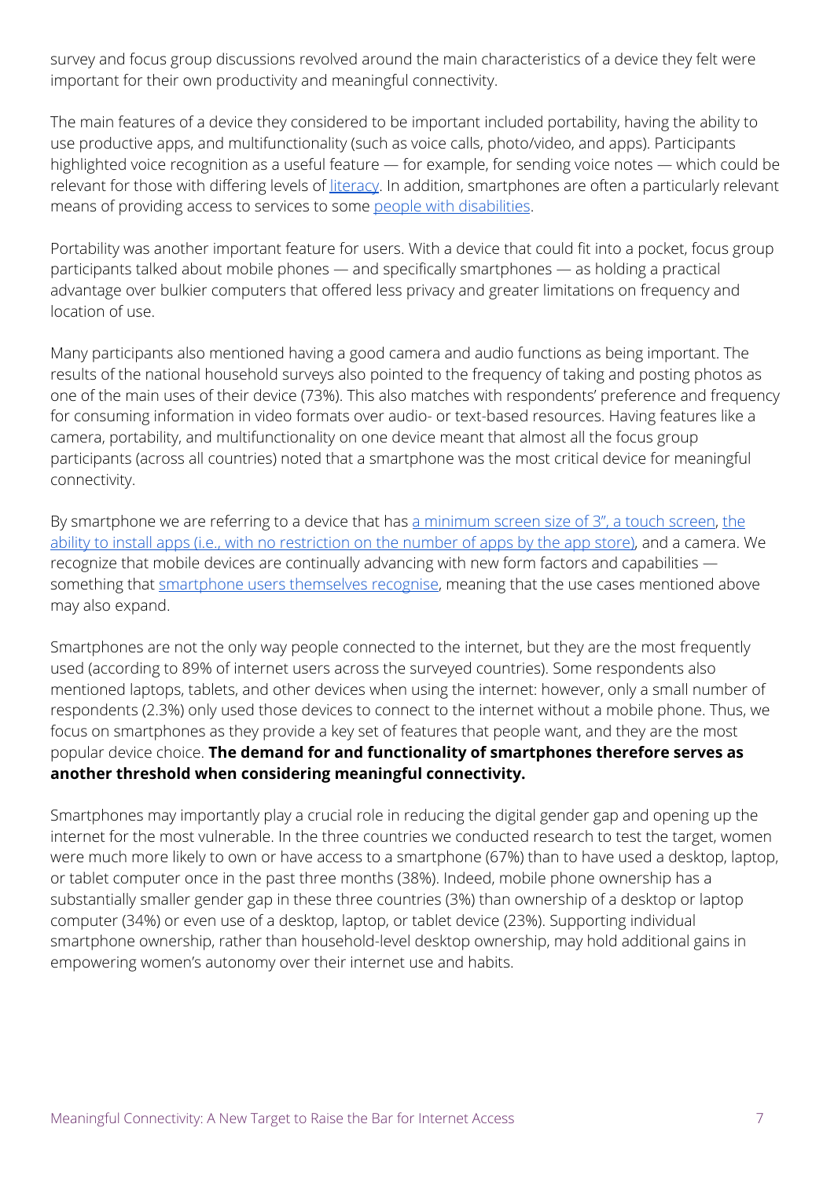survey and focus group discussions revolved around the main characteristics of a device they felt were important for their own productivity and meaningful connectivity.

The main features of a device they considered to be important included portability, having the ability to use productive apps, and multifunctionality (such as voice calls, photo/video, and apps). Participants highlighted voice recognition as a useful feature — for example, for sending voice notes — which could be relevant for those with differing levels of literacy. In addition, smartphones are often a particularly relevant means of providing access to services to some people with disabilities.

Portability was another important feature for users. With a device that could fit into a pocket, focus group participants talked about mobile phones — and specifically smartphones — as holding a practical advantage over bulkier computers that offered less privacy and greater limitations on frequency and location of use.

Many participants also mentioned having a good camera and audio functions as being important. The results of the national household surveys also pointed to the frequency of taking and posting photos as one of the main uses of their device (73%). This also matches with respondents' preference and frequency for consuming information in video formats over audio- or text-based resources. Having features like a camera, portability, and multifunctionality on one device meant that almost all the focus group participants (across all countries) noted that a smartphone was the most critical device for meaningful connectivity.

By smartphone we are referring to a device that has a minimum screen size of 3", a touch screen, the ability to install apps (i.e., with no restriction on the number of apps by the app store), and a camera. We recognize that mobile devices are continually advancing with new form factors and capabilities — something that smartphone users themselves recognise, meaning that the use cases mentioned above may also expand.

Smartphones are not the only way people connected to the internet, but they are the most frequently used (according to 89% of internet users across the surveyed countries). Some respondents also mentioned laptops, tablets, and other devices when using the internet: however, only a small number of respondents (2.3%) only used those devices to connect to the internet without a mobile phone. Thus, we focus on smartphones as they provide a key set of features that people want, and they are the most popular device choice. **The demand for and functionality of smartphones therefore serves as another threshold when considering meaningful connectivity.**

Smartphones may importantly play a crucial role in reducing the digital gender gap and opening up the internet for the most vulnerable. In the three countries we conducted research to test the target, women were much more likely to own or have access to a smartphone (67%) than to have used a desktop, laptop, or tablet computer once in the past three months (38%). Indeed, mobile phone ownership has a substantially smaller gender gap in these three countries (3%) than ownership of a desktop or laptop computer (34%) or even use of a desktop, laptop, or tablet device (23%). Supporting individual smartphone ownership, rather than household-level desktop ownership, may hold additional gains in empowering women's autonomy over their internet use and habits.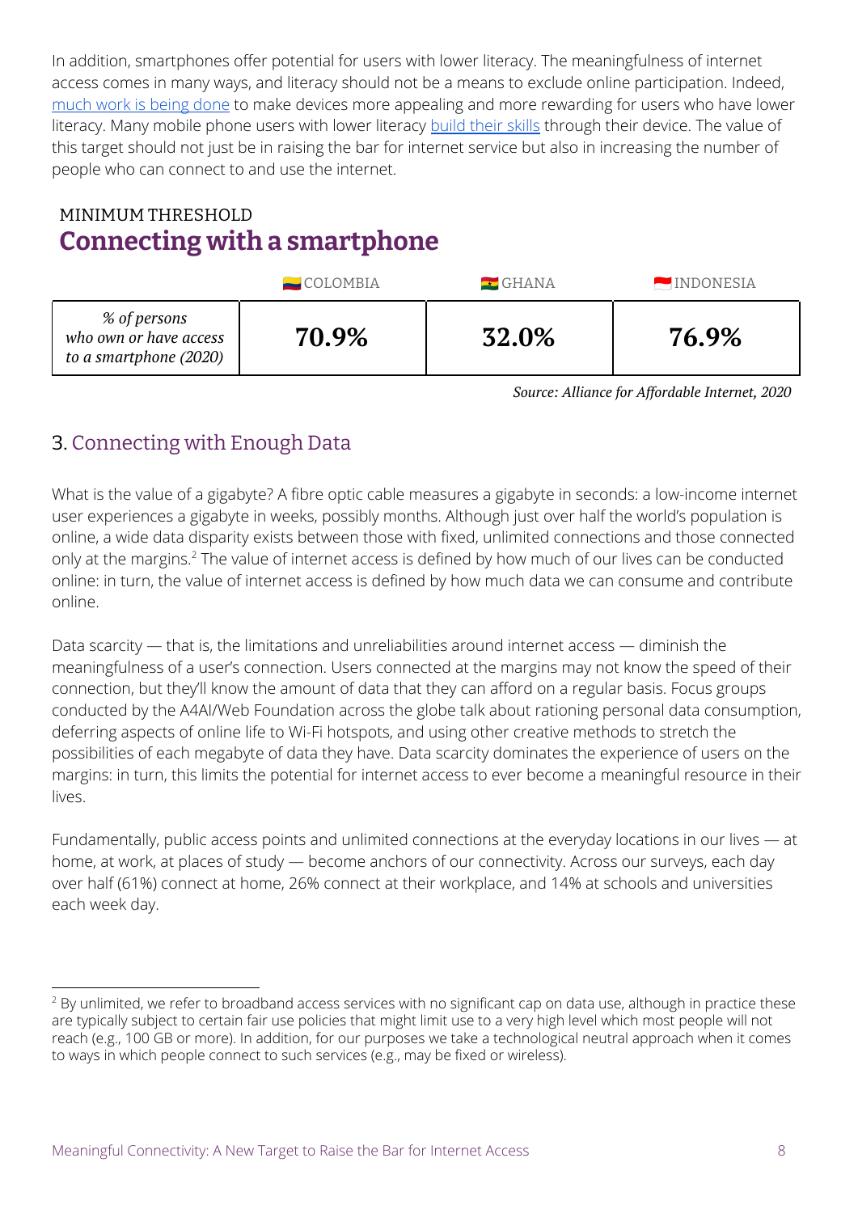In addition, smartphones offer potential for users with lower literacy. The meaningfulness of internet access comes in many ways, and literacy should not be a means to exclude online participation. Indeed, much work is being done to make devices more appealing and more rewarding for users who have lower literacy. Many mobile phone users with lower literacy build their skills through their device. The value of this target should not just be in raising the bar for internet service but also in increasing the number of people who can connect to and use the internet.

## MINIMUM THRESHOLD
## Connecting with a smartphone

| | COLOMBIA | GHANA | INDONESIA |
|---|---|---|---|
| *% of persons who own or have access to a smartphone (2020)* | **70.9%** | **32.0%** | **76.9%** |

*Source: Alliance for Affordable Internet, 2020*

## 3. Connecting with Enough Data

What is the value of a gigabyte? A fibre optic cable measures a gigabyte in seconds: a low-income internet user experiences a gigabyte in weeks, possibly months. Although just over half the world's population is online, a wide data disparity exists between those with fixed, unlimited connections and those connected only at the margins.[2] The value of internet access is defined by how much of our lives can be conducted online: in turn, the value of internet access is defined by how much data we can consume and contribute online.

Data scarcity — that is, the limitations and unreliabilities around internet access — diminish the meaningfulness of a user's connection. Users connected at the margins may not know the speed of their connection, but they'll know the amount of data that they can afford on a regular basis. Focus groups conducted by the A4AI/Web Foundation across the globe talk about rationing personal data consumption, deferring aspects of online life to Wi-Fi hotspots, and using other creative methods to stretch the possibilities of each megabyte of data they have. Data scarcity dominates the experience of users on the margins: in turn, this limits the potential for internet access to ever become a meaningful resource in their lives.

Fundamentally, public access points and unlimited connections at the everyday locations in our lives — at home, at work, at places of study — become anchors of our connectivity. Across our surveys, each day over half (61%) connect at home, 26% connect at their workplace, and 14% at schools and universities each week day.

---

[2] By unlimited, we refer to broadband access services with no significant cap on data use, although in practice these are typically subject to certain fair use policies that might limit use to a very high level which most people will not reach (e.g., 100 GB or more). In addition, for our purposes we take a technological neutral approach when it comes to ways in which people connect to such services (e.g., may be fixed or wireless).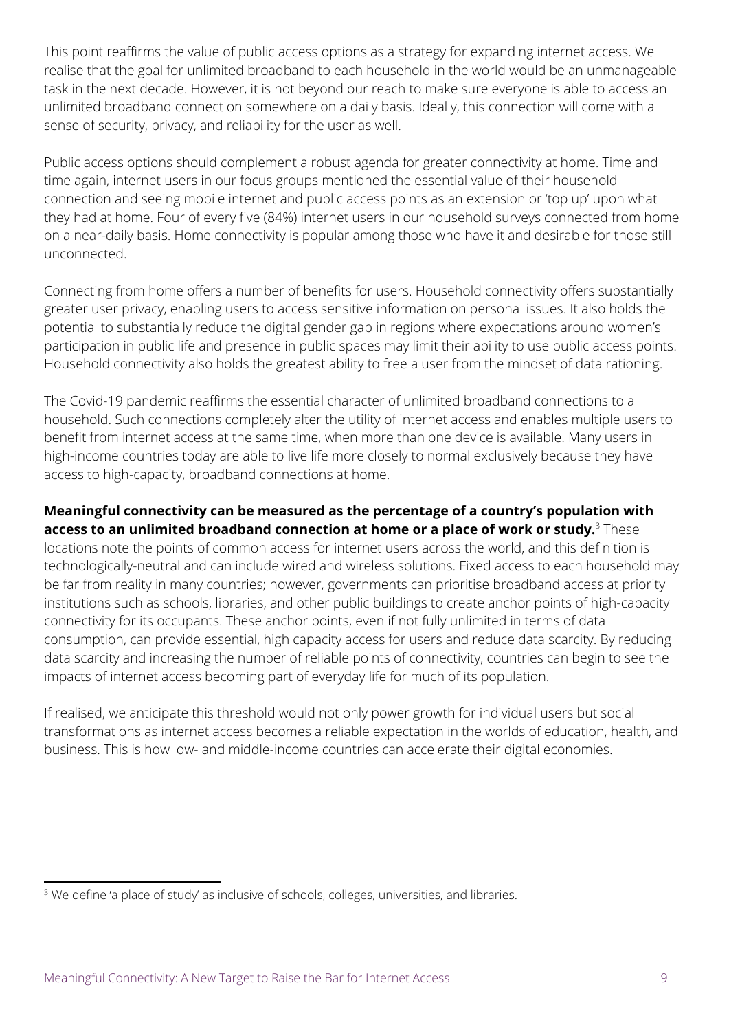This point reaffirms the value of public access options as a strategy for expanding internet access. We realise that the goal for unlimited broadband to each household in the world would be an unmanageable task in the next decade. However, it is not beyond our reach to make sure everyone is able to access an unlimited broadband connection somewhere on a daily basis. Ideally, this connection will come with a sense of security, privacy, and reliability for the user as well.

Public access options should complement a robust agenda for greater connectivity at home. Time and time again, internet users in our focus groups mentioned the essential value of their household connection and seeing mobile internet and public access points as an extension or 'top up' upon what they had at home. Four of every five (84%) internet users in our household surveys connected from home on a near-daily basis. Home connectivity is popular among those who have it and desirable for those still unconnected.

Connecting from home offers a number of benefits for users. Household connectivity offers substantially greater user privacy, enabling users to access sensitive information on personal issues. It also holds the potential to substantially reduce the digital gender gap in regions where expectations around women's participation in public life and presence in public spaces may limit their ability to use public access points. Household connectivity also holds the greatest ability to free a user from the mindset of data rationing.

The Covid-19 pandemic reaffirms the essential character of unlimited broadband connections to a household. Such connections completely alter the utility of internet access and enables multiple users to benefit from internet access at the same time, when more than one device is available. Many users in high-income countries today are able to live life more closely to normal exclusively because they have access to high-capacity, broadband connections at home.

**Meaningful connectivity can be measured as the percentage of a country's population with access to an unlimited broadband connection at home or a place of work or study.**[3] These locations note the points of common access for internet users across the world, and this definition is technologically-neutral and can include wired and wireless solutions. Fixed access to each household may be far from reality in many countries; however, governments can prioritise broadband access at priority institutions such as schools, libraries, and other public buildings to create anchor points of high-capacity connectivity for its occupants. These anchor points, even if not fully unlimited in terms of data consumption, can provide essential, high capacity access for users and reduce data scarcity. By reducing data scarcity and increasing the number of reliable points of connectivity, countries can begin to see the impacts of internet access becoming part of everyday life for much of its population.

If realised, we anticipate this threshold would not only power growth for individual users but social transformations as internet access becomes a reliable expectation in the worlds of education, health, and business. This is how low- and middle-income countries can accelerate their digital economies.

[3] We define 'a place of study' as inclusive of schools, colleges, universities, and libraries.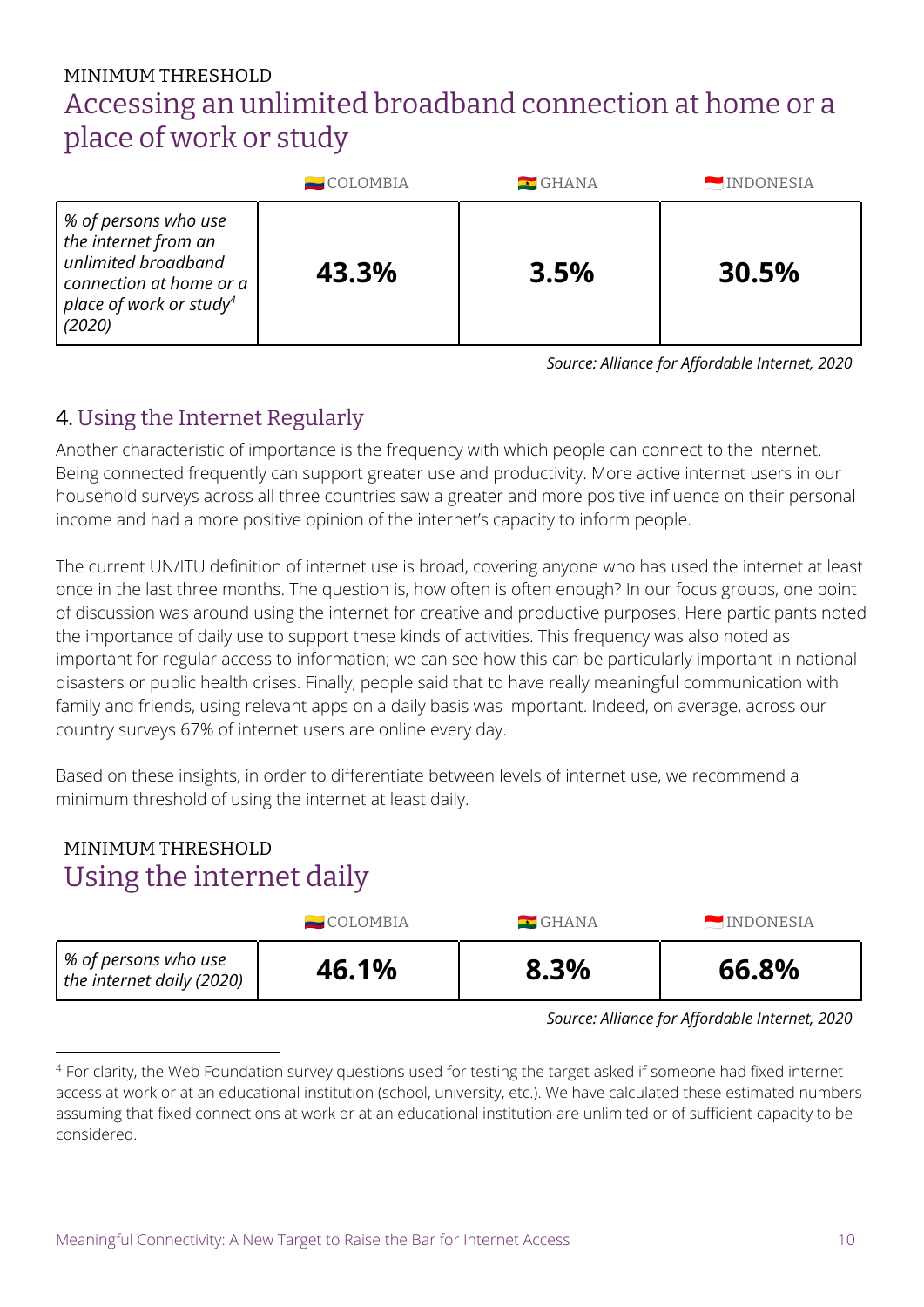MINIMUM THRESHOLD

## Accessing an unlimited broadband connection at home or a place of work or study

| | COLOMBIA | GHANA | INDONESIA |
|---|---|---|---|
| *% of persons who use the internet from an unlimited broadband connection at home or a place of work or study[4] (2020)* | **43.3%** | **3.5%** | **30.5%** |

*Source: Alliance for Affordable Internet, 2020*

## 4. Using the Internet Regularly

Another characteristic of importance is the frequency with which people can connect to the internet. Being connected frequently can support greater use and productivity. More active internet users in our household surveys across all three countries saw a greater and more positive influence on their personal income and had a more positive opinion of the internet's capacity to inform people.

The current UN/ITU definition of internet use is broad, covering anyone who has used the internet at least once in the last three months. The question is, how often is often enough? In our focus groups, one point of discussion was around using the internet for creative and productive purposes. Here participants noted the importance of daily use to support these kinds of activities. This frequency was also noted as important for regular access to information; we can see how this can be particularly important in national disasters or public health crises. Finally, people said that to have really meaningful communication with family and friends, using relevant apps on a daily basis was important. Indeed, on average, across our country surveys 67% of internet users are online every day.

Based on these insights, in order to differentiate between levels of internet use, we recommend a minimum threshold of using the internet at least daily.

MINIMUM THRESHOLD

## Using the internet daily

| | COLOMBIA | GHANA | INDONESIA |
|---|---|---|---|
| *% of persons who use the internet daily (2020)* | **46.1%** | **8.3%** | **66.8%** |

*Source: Alliance for Affordable Internet, 2020*

[4] For clarity, the Web Foundation survey questions used for testing the target asked if someone had fixed internet access at work or at an educational institution (school, university, etc.). We have calculated these estimated numbers assuming that fixed connections at work or at an educational institution are unlimited or of sufficient capacity to be considered.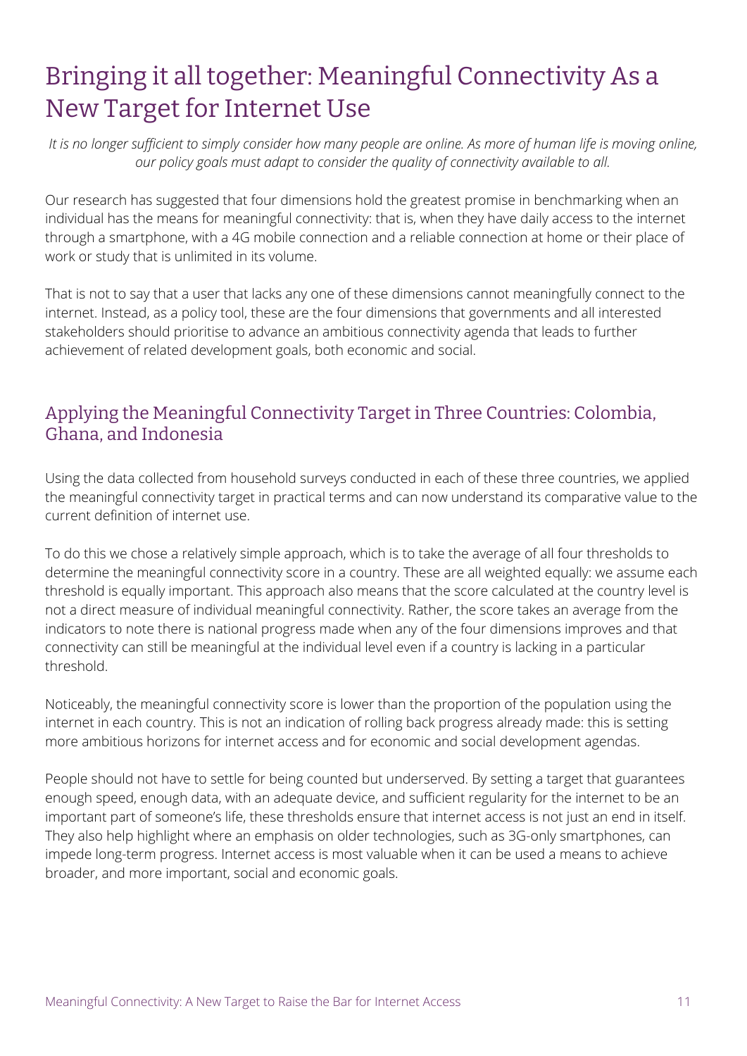# Bringing it all together: Meaningful Connectivity As a New Target for Internet Use

*It is no longer sufficient to simply consider how many people are online. As more of human life is moving online, our policy goals must adapt to consider the quality of connectivity available to all.*

Our research has suggested that four dimensions hold the greatest promise in benchmarking when an individual has the means for meaningful connectivity: that is, when they have daily access to the internet through a smartphone, with a 4G mobile connection and a reliable connection at home or their place of work or study that is unlimited in its volume.

That is not to say that a user that lacks any one of these dimensions cannot meaningfully connect to the internet. Instead, as a policy tool, these are the four dimensions that governments and all interested stakeholders should prioritise to advance an ambitious connectivity agenda that leads to further achievement of related development goals, both economic and social.

## Applying the Meaningful Connectivity Target in Three Countries: Colombia, Ghana, and Indonesia

Using the data collected from household surveys conducted in each of these three countries, we applied the meaningful connectivity target in practical terms and can now understand its comparative value to the current definition of internet use.

To do this we chose a relatively simple approach, which is to take the average of all four thresholds to determine the meaningful connectivity score in a country. These are all weighted equally: we assume each threshold is equally important. This approach also means that the score calculated at the country level is not a direct measure of individual meaningful connectivity. Rather, the score takes an average from the indicators to note there is national progress made when any of the four dimensions improves and that connectivity can still be meaningful at the individual level even if a country is lacking in a particular threshold.

Noticeably, the meaningful connectivity score is lower than the proportion of the population using the internet in each country. This is not an indication of rolling back progress already made: this is setting more ambitious horizons for internet access and for economic and social development agendas.

People should not have to settle for being counted but underserved. By setting a target that guarantees enough speed, enough data, with an adequate device, and sufficient regularity for the internet to be an important part of someone's life, these thresholds ensure that internet access is not just an end in itself. They also help highlight where an emphasis on older technologies, such as 3G-only smartphones, can impede long-term progress. Internet access is most valuable when it can be used a means to achieve broader, and more important, social and economic goals.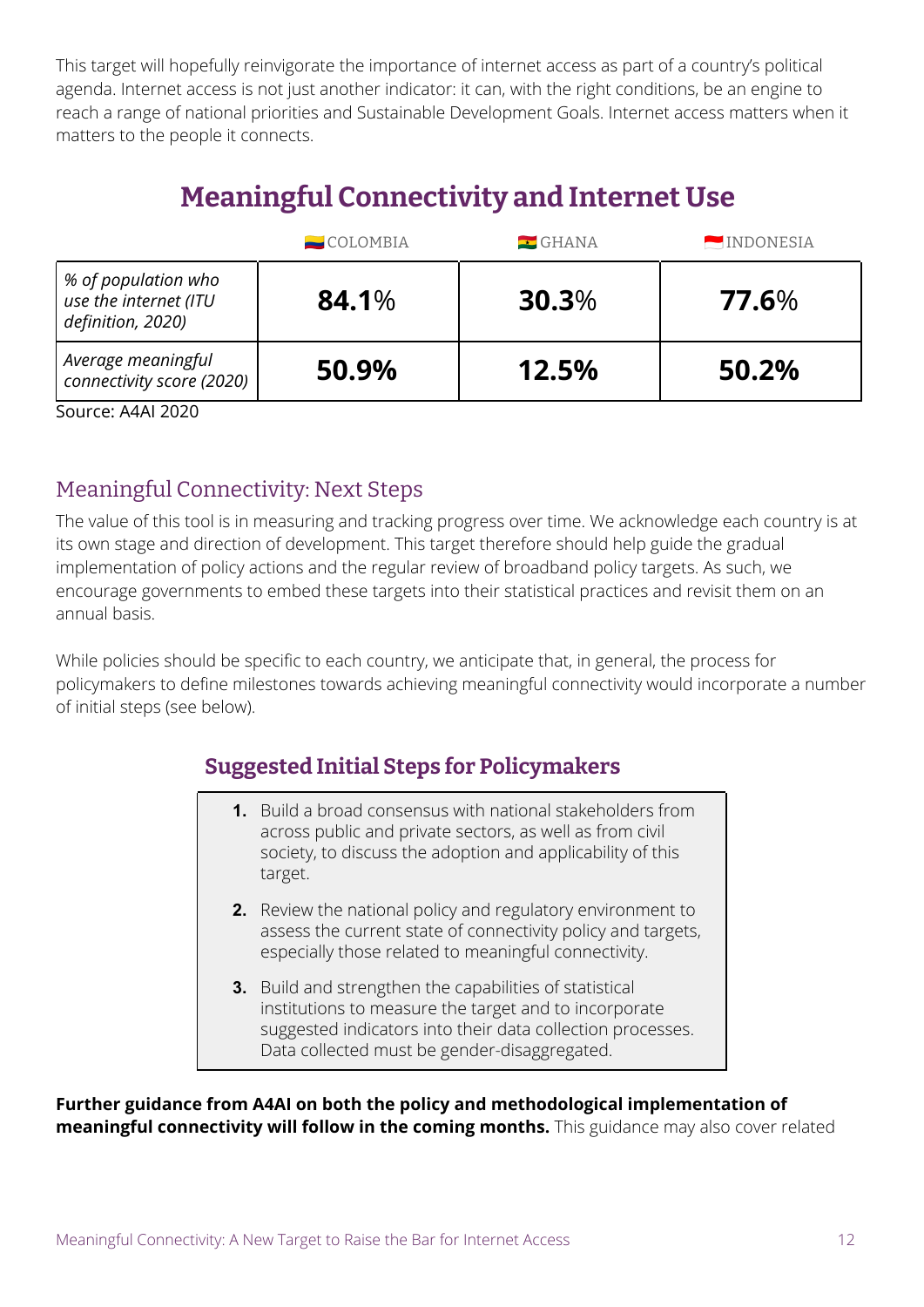This target will hopefully reinvigorate the importance of internet access as part of a country's political agenda. Internet access is not just another indicator: it can, with the right conditions, be an engine to reach a range of national priorities and Sustainable Development Goals. Internet access matters when it matters to the people it connects.

## Meaningful Connectivity and Internet Use

| | COLOMBIA | GHANA | INDONESIA |
|---|---|---|---|
| *% of population who use the internet (ITU definition, 2020)* | **84.1**% | **30.3**% | **77.6**% |
| *Average meaningful connectivity score (2020)* | **50.9%** | **12.5%** | **50.2%** |

Source: A4AI 2020

### Meaningful Connectivity: Next Steps

The value of this tool is in measuring and tracking progress over time. We acknowledge each country is at its own stage and direction of development. This target therefore should help guide the gradual implementation of policy actions and the regular review of broadband policy targets. As such, we encourage governments to embed these targets into their statistical practices and revisit them on an annual basis.

While policies should be specific to each country, we anticipate that, in general, the process for policymakers to define milestones towards achieving meaningful connectivity would incorporate a number of initial steps (see below).

#### Suggested Initial Steps for Policymakers

1. Build a broad consensus with national stakeholders from across public and private sectors, as well as from civil society, to discuss the adoption and applicability of this target.
2. Review the national policy and regulatory environment to assess the current state of connectivity policy and targets, especially those related to meaningful connectivity.
3. Build and strengthen the capabilities of statistical institutions to measure the target and to incorporate suggested indicators into their data collection processes. Data collected must be gender-disaggregated.

**Further guidance from A4AI on both the policy and methodological implementation of meaningful connectivity will follow in the coming months.** This guidance may also cover related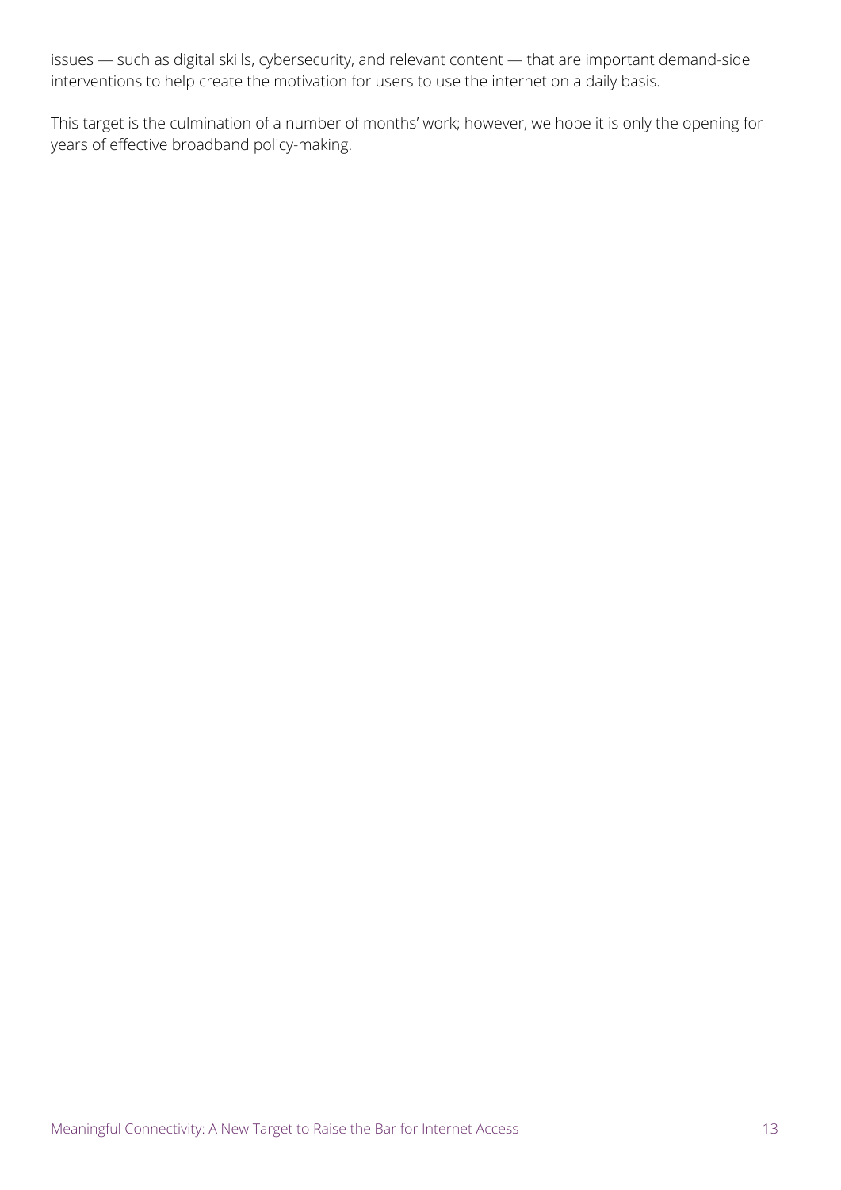issues — such as digital skills, cybersecurity, and relevant content — that are important demand-side interventions to help create the motivation for users to use the internet on a daily basis.

This target is the culmination of a number of months' work; however, we hope it is only the opening for years of effective broadband policy-making.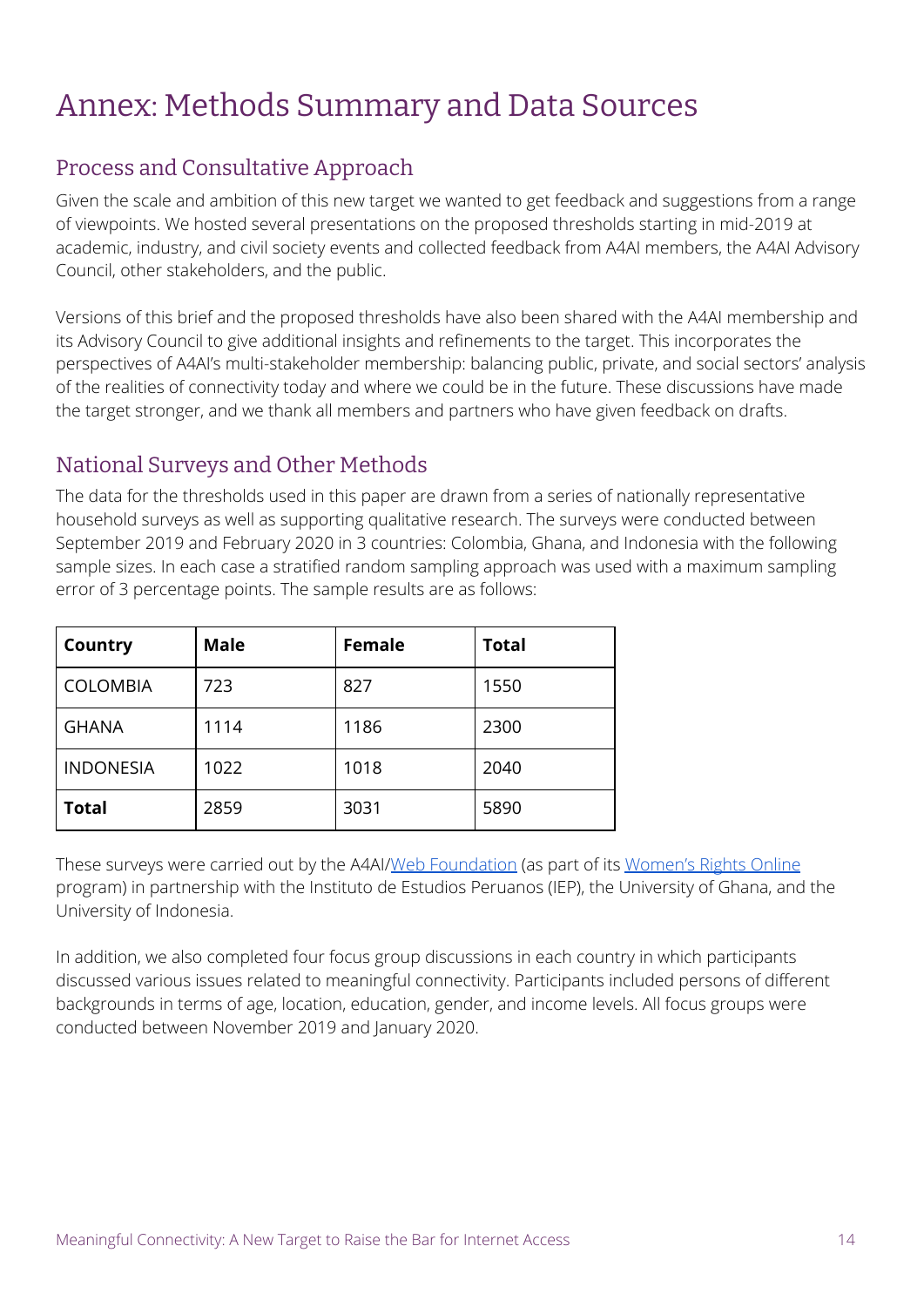# Annex: Methods Summary and Data Sources

## Process and Consultative Approach

Given the scale and ambition of this new target we wanted to get feedback and suggestions from a range of viewpoints. We hosted several presentations on the proposed thresholds starting in mid-2019 at academic, industry, and civil society events and collected feedback from A4AI members, the A4AI Advisory Council, other stakeholders, and the public.

Versions of this brief and the proposed thresholds have also been shared with the A4AI membership and its Advisory Council to give additional insights and refinements to the target. This incorporates the perspectives of A4AI's multi-stakeholder membership: balancing public, private, and social sectors' analysis of the realities of connectivity today and where we could be in the future. These discussions have made the target stronger, and we thank all members and partners who have given feedback on drafts.

## National Surveys and Other Methods

The data for the thresholds used in this paper are drawn from a series of nationally representative household surveys as well as supporting qualitative research. The surveys were conducted between September 2019 and February 2020 in 3 countries: Colombia, Ghana, and Indonesia with the following sample sizes. In each case a stratified random sampling approach was used with a maximum sampling error of 3 percentage points. The sample results are as follows:

| Country | Male | Female | Total |
|---|---|---|---|
| COLOMBIA | 723 | 827 | 1550 |
| GHANA | 1114 | 1186 | 2300 |
| INDONESIA | 1022 | 1018 | 2040 |
| **Total** | 2859 | 3031 | 5890 |

These surveys were carried out by the A4AI/Web Foundation (as part of its Women's Rights Online program) in partnership with the Instituto de Estudios Peruanos (IEP), the University of Ghana, and the University of Indonesia.

In addition, we also completed four focus group discussions in each country in which participants discussed various issues related to meaningful connectivity. Participants included persons of different backgrounds in terms of age, location, education, gender, and income levels. All focus groups were conducted between November 2019 and January 2020.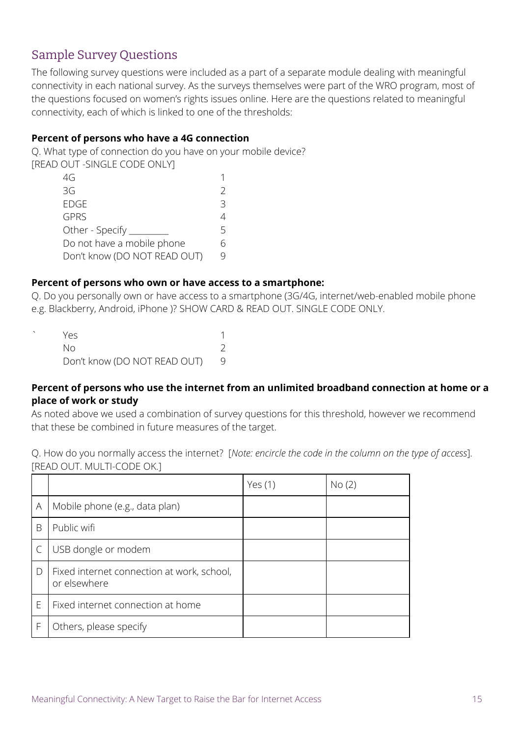## Sample Survey Questions

The following survey questions were included as a part of a separate module dealing with meaningful connectivity in each national survey. As the surveys themselves were part of the WRO program, most of the questions focused on women's rights issues online. Here are the questions related to meaningful connectivity, each of which is linked to one of the thresholds:

**Percent of persons who have a 4G connection**

Q. What type of connection do you have on your mobile device?
[READ OUT -SINGLE CODE ONLY]

| | |
|---|---|
| 4G | 1 |
| 3G | 2 |
| EDGE | 3 |
| GPRS | 4 |
| Other - Specify _________ | 5 |
| Do not have a mobile phone | 6 |
| Don't know (DO NOT READ OUT) | 9 |

**Percent of persons who own or have access to a smartphone:**

Q. Do you personally own or have access to a smartphone (3G/4G, internet/web-enabled mobile phone e.g. Blackberry, Android, iPhone )? SHOW CARD & READ OUT. SINGLE CODE ONLY.

| | |
|---|---|
| Yes | 1 |
| No | 2 |
| Don't know (DO NOT READ OUT) | 9 |

**Percent of persons who use the internet from an unlimited broadband connection at home or a place of work or study**

As noted above we used a combination of survey questions for this threshold, however we recommend that these be combined in future measures of the target.

Q. How do you normally access the internet? [*Note: encircle the code in the column on the type of access*]. [READ OUT. MULTI-CODE OK.]

| | | Yes (1) | No (2) |
|---|---|---|---|
| A | Mobile phone (e.g., data plan) | | |
| B | Public wifi | | |
| C | USB dongle or modem | | |
| D | Fixed internet connection at work, school, or elsewhere | | |
| E | Fixed internet connection at home | | |
| F | Others, please specify | | |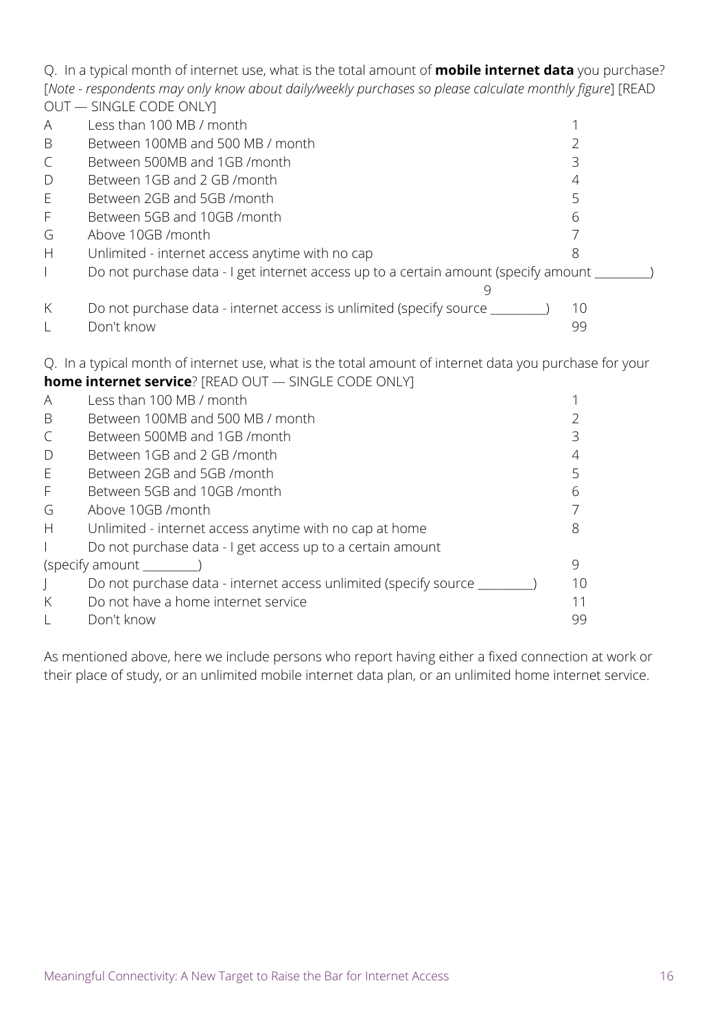Q. In a typical month of internet use, what is the total amount of **mobile internet data** you purchase? [*Note - respondents may only know about daily/weekly purchases so please calculate monthly figure*] [READ OUT — SINGLE CODE ONLY]

| | | |
|---|---|---|
| A | Less than 100 MB / month | 1 |
| B | Between 100MB and 500 MB / month | 2 |
| C | Between 500MB and 1GB /month | 3 |
| D | Between 1GB and 2 GB /month | 4 |
| E | Between 2GB and 5GB /month | 5 |
| F | Between 5GB and 10GB /month | 6 |
| G | Above 10GB /month | 7 |
| H | Unlimited - internet access anytime with no cap | 8 |
| I | Do not purchase data - I get internet access up to a certain amount (specify amount _________) | 9 |
| K | Do not purchase data - internet access is unlimited (specify source _________) | 10 |
| L | Don't know | 99 |

Q. In a typical month of internet use, what is the total amount of internet data you purchase for your **home internet service**? [READ OUT — SINGLE CODE ONLY]

| | | |
|---|---|---|
| A | Less than 100 MB / month | 1 |
| B | Between 100MB and 500 MB / month | 2 |
| C | Between 500MB and 1GB /month | 3 |
| D | Between 1GB and 2 GB /month | 4 |
| E | Between 2GB and 5GB /month | 5 |
| F | Between 5GB and 10GB /month | 6 |
| G | Above 10GB /month | 7 |
| H | Unlimited - internet access anytime with no cap at home | 8 |
| I | Do not purchase data - I get access up to a certain amount (specify amount _________) | 9 |
| J | Do not purchase data - internet access unlimited (specify source _________) | 10 |
| K | Do not have a home internet service | 11 |
| L | Don't know | 99 |

As mentioned above, here we include persons who report having either a fixed connection at work or their place of study, or an unlimited mobile internet data plan, or an unlimited home internet service.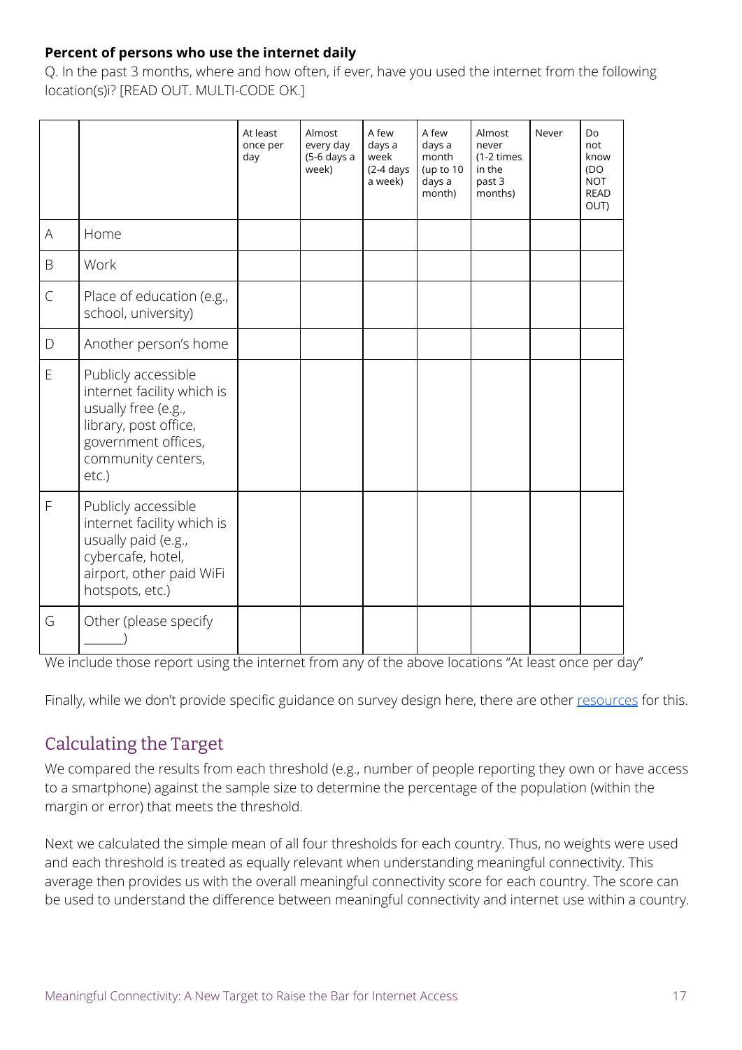**Percent of persons who use the internet daily**

Q. In the past 3 months, where and how often, if ever, have you used the internet from the following location(s)i? [READ OUT. MULTI-CODE OK.]

| | | At least once per day | Almost every day (5-6 days a week) | A few days a week (2-4 days a week) | A few days a month (up to 10 days a month) | Almost never (1-2 times in the past 3 months) | Never | Do not know (DO NOT READ OUT) |
|---|---|---|---|---|---|---|---|---|
| A | Home | | | | | | | |
| B | Work | | | | | | | |
| C | Place of education (e.g., school, university) | | | | | | | |
| D | Another person's home | | | | | | | |
| E | Publicly accessible internet facility which is usually free (e.g., library, post office, government offices, community centers, etc.) | | | | | | | |
| F | Publicly accessible internet facility which is usually paid (e.g., cybercafe, hotel, airport, other paid WiFi hotspots, etc.) | | | | | | | |
| G | Other (please specify ______) | | | | | | | |

We include those report using the internet from any of the above locations "At least once per day"

Finally, while we don't provide specific guidance on survey design here, there are other resources for this.

## Calculating the Target

We compared the results from each threshold (e.g., number of people reporting they own or have access to a smartphone) against the sample size to determine the percentage of the population (within the margin or error) that meets the threshold.

Next we calculated the simple mean of all four thresholds for each country. Thus, no weights were used and each threshold is treated as equally relevant when understanding meaningful connectivity. This average then provides us with the overall meaningful connectivity score for each country. The score can be used to understand the difference between meaningful connectivity and internet use within a country.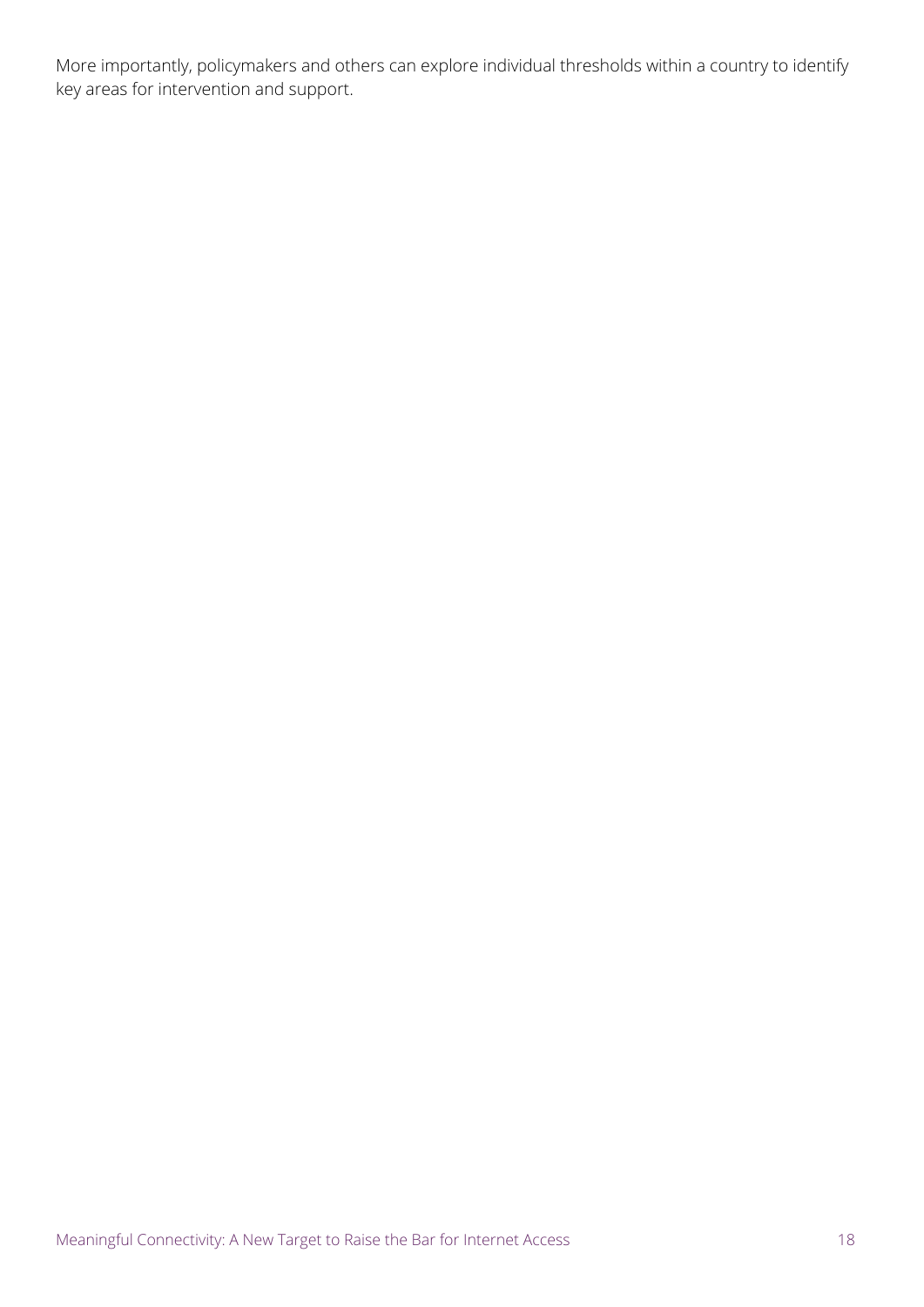More importantly, policymakers and others can explore individual thresholds within a country to identify key areas for intervention and support.